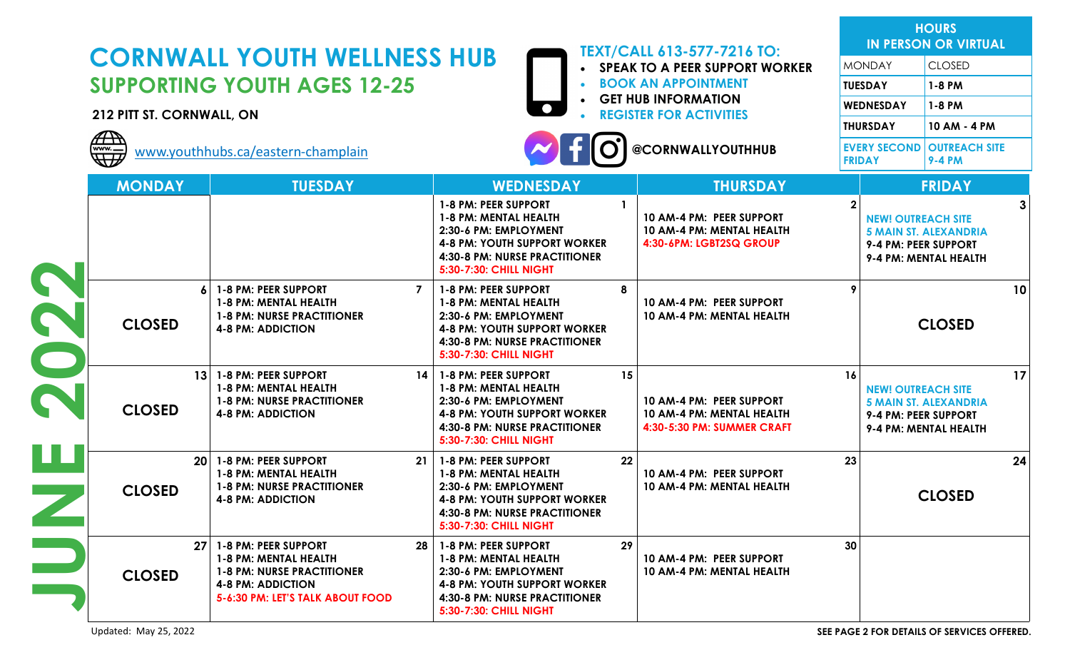# CORNWALL YOUTH WELLNESS HUB

## SUPPORTING YOUTH AGES 12-25

**212 PITT ST. CORNWALL, ON**

www.youthhubs.ca/eastern-champlain

**TEXT/CALL 613-577-7216 TO:**

- SPEAK TO A PEER SUPPORT WORKER
- BOOK AN APPOINTMENT
- GET HUB INFORMATION
- REGISTER FOR ACTIVITIES

@CORNWALLYOUTHHUB

| HOURS IN PERSON OR VIRTUAL | |
|---|---|
| MONDAY | CLOSED |
| TUESDAY | 1-8 PM |
| WEDNESDAY | 1-8 PM |
| THURSDAY | 10 AM - 4 PM |
| EVERY SECOND FRIDAY | OUTREACH SITE 9-4 PM |

## JUNE 2022

| MONDAY | TUESDAY | WEDNESDAY | THURSDAY | FRIDAY |
|---|---|---|---|---|
| | | **1** 1-8 PM: PEER SUPPORT<br>1-8 PM: MENTAL HEALTH<br>2:30-6 PM: EMPLOYMENT<br>4-8 PM: YOUTH SUPPORT WORKER<br>4:30-8 PM: NURSE PRACTITIONER<br>5:30-7:30: CHILL NIGHT | **2** 10 AM-4 PM: PEER SUPPORT<br>10 AM-4 PM: MENTAL HEALTH<br>4:30-6PM: LGBT2SQ GROUP | **3** NEW! OUTREACH SITE<br>5 MAIN ST. ALEXANDRIA<br>9-4 PM: PEER SUPPORT<br>9-4 PM: MENTAL HEALTH |
| **6** CLOSED | **7** 1-8 PM: PEER SUPPORT<br>1-8 PM: MENTAL HEALTH<br>1-8 PM: NURSE PRACTITIONER<br>4-8 PM: ADDICTION | **8** 1-8 PM: PEER SUPPORT<br>1-8 PM: MENTAL HEALTH<br>2:30-6 PM: EMPLOYMENT<br>4-8 PM: YOUTH SUPPORT WORKER<br>4:30-8 PM: NURSE PRACTITIONER<br>5:30-7:30: CHILL NIGHT | **9** 10 AM-4 PM: PEER SUPPORT<br>10 AM-4 PM: MENTAL HEALTH | **10** CLOSED |
| **13** CLOSED | **14** 1-8 PM: PEER SUPPORT<br>1-8 PM: MENTAL HEALTH<br>1-8 PM: NURSE PRACTITIONER<br>4-8 PM: ADDICTION | **15** 1-8 PM: PEER SUPPORT<br>1-8 PM: MENTAL HEALTH<br>2:30-6 PM: EMPLOYMENT<br>4-8 PM: YOUTH SUPPORT WORKER<br>4:30-8 PM: NURSE PRACTITIONER<br>5:30-7:30: CHILL NIGHT | **16** 10 AM-4 PM: PEER SUPPORT<br>10 AM-4 PM: MENTAL HEALTH<br>4:30-5:30 PM: SUMMER CRAFT | **17** NEW! OUTREACH SITE<br>5 MAIN ST. ALEXANDRIA<br>9-4 PM: PEER SUPPORT<br>9-4 PM: MENTAL HEALTH |
| **20** CLOSED | **21** 1-8 PM: PEER SUPPORT<br>1-8 PM: MENTAL HEALTH<br>1-8 PM: NURSE PRACTITIONER<br>4-8 PM: ADDICTION | **22** 1-8 PM: PEER SUPPORT<br>1-8 PM: MENTAL HEALTH<br>2:30-6 PM: EMPLOYMENT<br>4-8 PM: YOUTH SUPPORT WORKER<br>4:30-8 PM: NURSE PRACTITIONER<br>5:30-7:30: CHILL NIGHT | **23** 10 AM-4 PM: PEER SUPPORT<br>10 AM-4 PM: MENTAL HEALTH | **24** CLOSED |
| **27** CLOSED | **28** 1-8 PM: PEER SUPPORT<br>1-8 PM: MENTAL HEALTH<br>1-8 PM: NURSE PRACTITIONER<br>4-8 PM: ADDICTION<br>5-6:30 PM: LET'S TALK ABOUT FOOD | **29** 1-8 PM: PEER SUPPORT<br>1-8 PM: MENTAL HEALTH<br>2:30-6 PM: EMPLOYMENT<br>4-8 PM: YOUTH SUPPORT WORKER<br>4:30-8 PM: NURSE PRACTITIONER<br>5:30-7:30: CHILL NIGHT | **30** 10 AM-4 PM: PEER SUPPORT<br>10 AM-4 PM: MENTAL HEALTH | |

Updated: May 25, 2022

**SEE PAGE 2 FOR DETAILS OF SERVICES OFFERED.**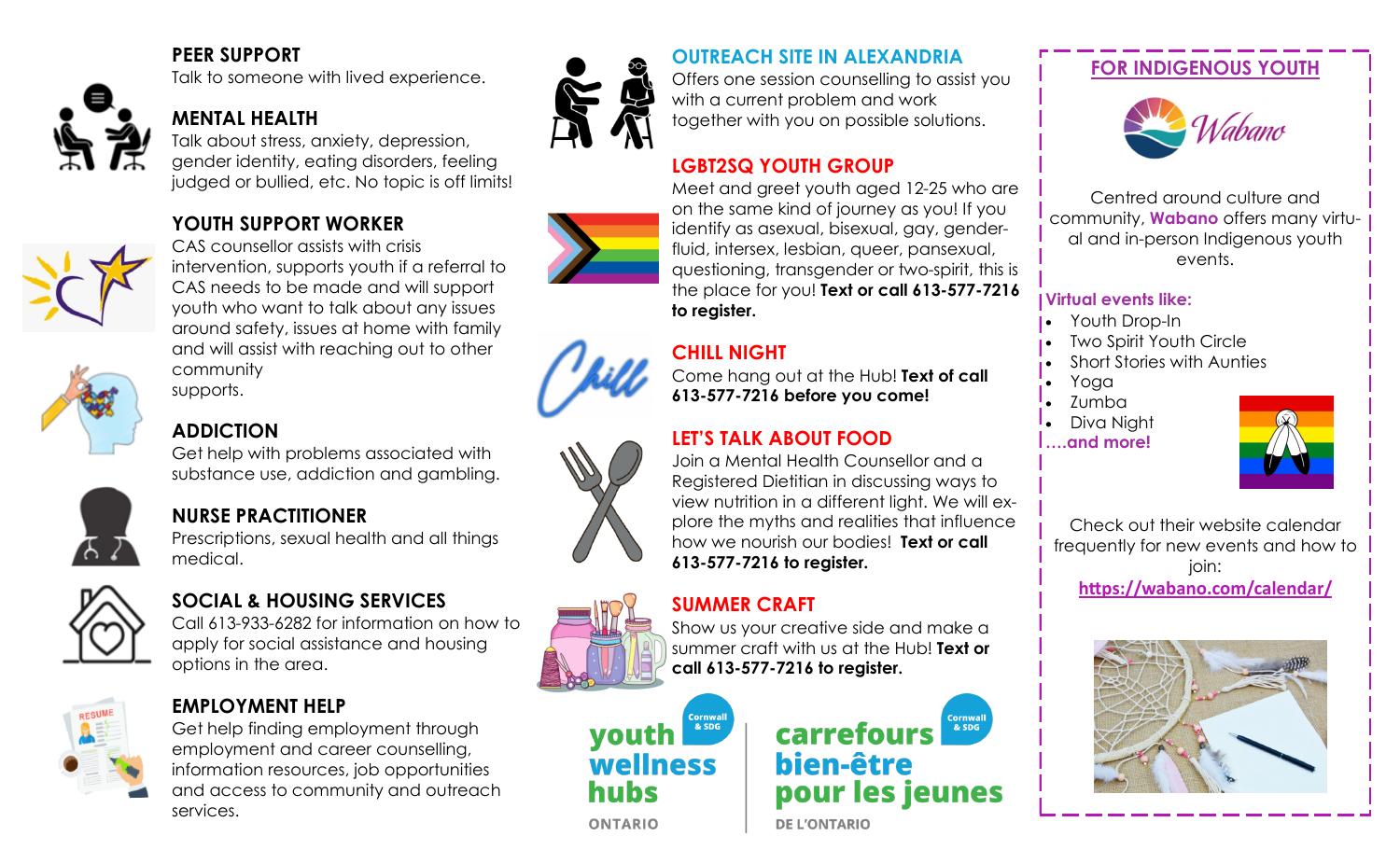## PEER SUPPORT

Talk to someone with lived experience.

## MENTAL HEALTH

Talk about stress, anxiety, depression, gender identity, eating disorders, feeling judged or bullied, etc. No topic is off limits!

## YOUTH SUPPORT WORKER

CAS counsellor assists with crisis intervention, supports youth if a referral to CAS needs to be made and will support youth who want to talk about any issues around safety, issues at home with family and will assist with reaching out to other community supports.

## ADDICTION

Get help with problems associated with substance use, addiction and gambling.

## NURSE PRACTITIONER

Prescriptions, sexual health and all things medical.

## SOCIAL & HOUSING SERVICES

Call 613-933-6282 for information on how to apply for social assistance and housing options in the area.

## EMPLOYMENT HELP

Get help finding employment through employment and career counselling, information resources, job opportunities and access to community and outreach services.

## OUTREACH SITE IN ALEXANDRIA

Offers one session counselling to assist you with a current problem and work together with you on possible solutions.

## LGBT2SQ YOUTH GROUP

Meet and greet youth aged 12-25 who are on the same kind of journey as you! If you identify as asexual, bisexual, gay, gender-fluid, intersex, lesbian, queer, pansexual, questioning, transgender or two-spirit, this is the place for you! **Text or call 613-577-7216 to register.**

## CHILL NIGHT

Come hang out at the Hub! **Text of call 613-577-7216 before you come!**

## LET'S TALK ABOUT FOOD

Join a Mental Health Counsellor and a Registered Dietitian in discussing ways to view nutrition in a different light. We will explore the myths and realities that influence how we nourish our bodies! **Text or call 613-577-7216 to register.**

## SUMMER CRAFT

Show us your creative side and make a summer craft with us at the Hub! **Text or call 613-577-7216 to register.**

youth wellness hubs ONTARIO — Cornwall & SDG

carrefours bien-être pour les jeunes DE L'ONTARIO — Cornwall & SDG

## FOR INDIGENOUS YOUTH

Wabano

Centred around culture and community, **Wabano** offers many virtual and in-person Indigenous youth events.

**Virtual events like:**

- Youth Drop-In
- Two Spirit Youth Circle
- Short Stories with Aunties
- Yoga
- Zumba
- Diva Night

**....and more!**

Check out their website calendar frequently for new events and how to join:

**https://wabano.com/calendar/**